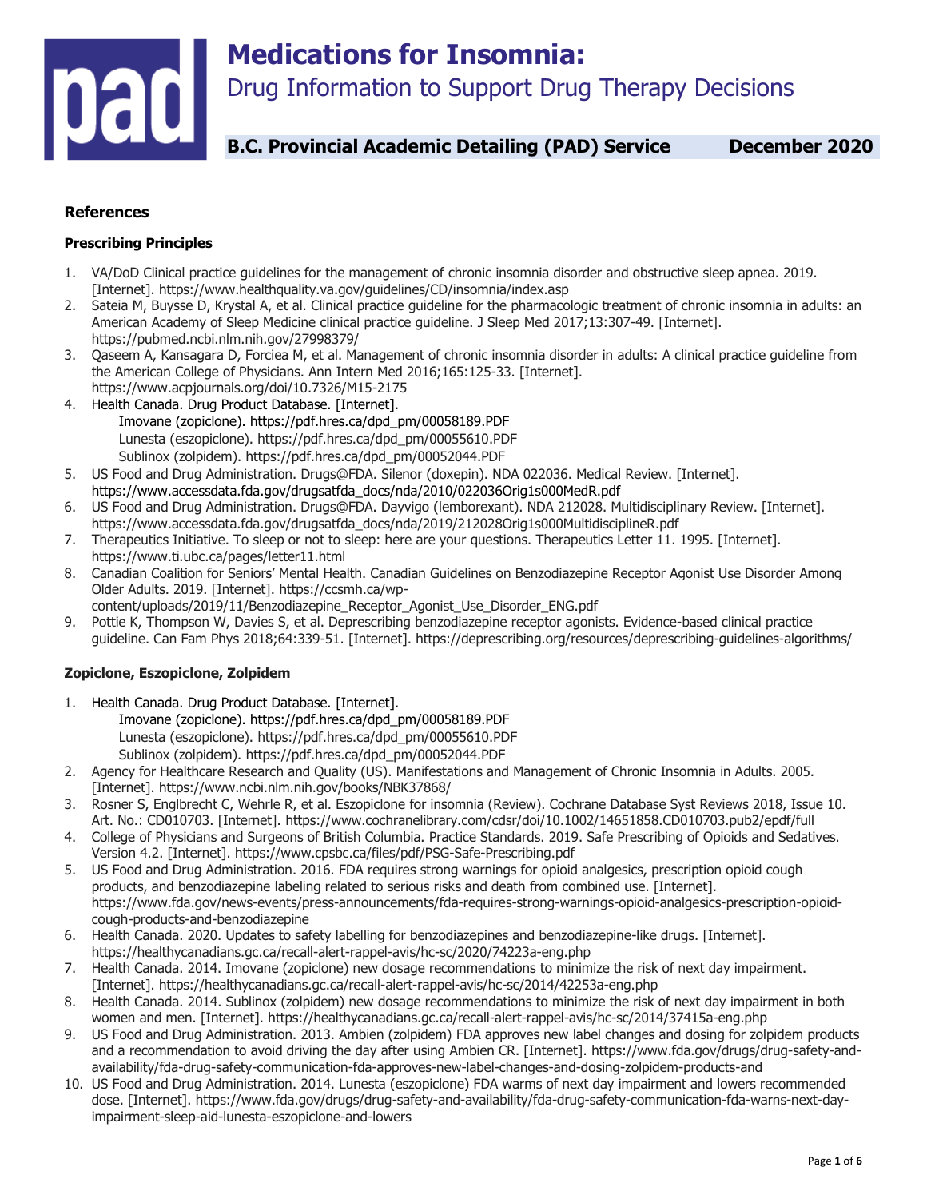# Medications for Insomnia:

## Drug Information to Support Drug Therapy Decisions

**B.C. Provincial Academic Detailing (PAD) Service** **December 2020**

### References

#### Prescribing Principles

1. VA/DoD Clinical practice guidelines for the management of chronic insomnia disorder and obstructive sleep apnea. 2019. [Internet]. https://www.healthquality.va.gov/guidelines/CD/insomnia/index.asp
2. Sateia M, Buysse D, Krystal A, et al. Clinical practice guideline for the pharmacologic treatment of chronic insomnia in adults: an American Academy of Sleep Medicine clinical practice guideline. J Sleep Med 2017;13:307-49. [Internet]. https://pubmed.ncbi.nlm.nih.gov/27998379/
3. Qaseem A, Kansagara D, Forciea M, et al. Management of chronic insomnia disorder in adults: A clinical practice guideline from the American College of Physicians. Ann Intern Med 2016;165:125-33. [Internet]. https://www.acpjournals.org/doi/10.7326/M15-2175
4. Health Canada. Drug Product Database. [Internet].
   Imovane (zopiclone). https://pdf.hres.ca/dpd_pm/00058189.PDF
   Lunesta (eszopiclone). https://pdf.hres.ca/dpd_pm/00055610.PDF
   Sublinox (zolpidem). https://pdf.hres.ca/dpd_pm/00052044.PDF
5. US Food and Drug Administration. Drugs@FDA. Silenor (doxepin). NDA 022036. Medical Review. [Internet]. https://www.accessdata.fda.gov/drugsatfda_docs/nda/2010/022036Orig1s000MedR.pdf
6. US Food and Drug Administration. Drugs@FDA. Dayvigo (lemborexant). NDA 212028. Multidisciplinary Review. [Internet]. https://www.accessdata.fda.gov/drugsatfda_docs/nda/2019/212028Orig1s000MultidisciplineR.pdf
7. Therapeutics Initiative. To sleep or not to sleep: here are your questions. Therapeutics Letter 11. 1995. [Internet]. https://www.ti.ubc.ca/pages/letter11.html
8. Canadian Coalition for Seniors' Mental Health. Canadian Guidelines on Benzodiazepine Receptor Agonist Use Disorder Among Older Adults. 2019. [Internet]. https://ccsmh.ca/wp-content/uploads/2019/11/Benzodiazepine_Receptor_Agonist_Use_Disorder_ENG.pdf
9. Pottie K, Thompson W, Davies S, et al. Deprescribing benzodiazepine receptor agonists. Evidence-based clinical practice guideline. Can Fam Phys 2018;64:339-51. [Internet]. https://deprescribing.org/resources/deprescribing-guidelines-algorithms/

#### Zopiclone, Eszopiclone, Zolpidem

1. Health Canada. Drug Product Database. [Internet].
   Imovane (zopiclone). https://pdf.hres.ca/dpd_pm/00058189.PDF
   Lunesta (eszopiclone). https://pdf.hres.ca/dpd_pm/00055610.PDF
   Sublinox (zolpidem). https://pdf.hres.ca/dpd_pm/00052044.PDF
2. Agency for Healthcare Research and Quality (US). Manifestations and Management of Chronic Insomnia in Adults. 2005. [Internet]. https://www.ncbi.nlm.nih.gov/books/NBK37868/
3. Rosner S, Englbrecht C, Wehrle R, et al. Eszopiclone for insomnia (Review). Cochrane Database Syst Reviews 2018, Issue 10. Art. No.: CD010703. [Internet]. https://www.cochranelibrary.com/cdsr/doi/10.1002/14651858.CD010703.pub2/epdf/full
4. College of Physicians and Surgeons of British Columbia. Practice Standards. 2019. Safe Prescribing of Opioids and Sedatives. Version 4.2. [Internet]. https://www.cpsbc.ca/files/pdf/PSG-Safe-Prescribing.pdf
5. US Food and Drug Administration. 2016. FDA requires strong warnings for opioid analgesics, prescription opioid cough products, and benzodiazepine labeling related to serious risks and death from combined use. [Internet]. https://www.fda.gov/news-events/press-announcements/fda-requires-strong-warnings-opioid-analgesics-prescription-opioid-cough-products-and-benzodiazepine
6. Health Canada. 2020. Updates to safety labelling for benzodiazepines and benzodiazepine-like drugs. [Internet]. https://healthycanadians.gc.ca/recall-alert-rappel-avis/hc-sc/2020/74223a-eng.php
7. Health Canada. 2014. Imovane (zopiclone) new dosage recommendations to minimize the risk of next day impairment. [Internet]. https://healthycanadians.gc.ca/recall-alert-rappel-avis/hc-sc/2014/42253a-eng.php
8. Health Canada. 2014. Sublinox (zolpidem) new dosage recommendations to minimize the risk of next day impairment in both women and men. [Internet]. https://healthycanadians.gc.ca/recall-alert-rappel-avis/hc-sc/2014/37415a-eng.php
9. US Food and Drug Administration. 2013. Ambien (zolpidem) FDA approves new label changes and dosing for zolpidem products and a recommendation to avoid driving the day after using Ambien CR. [Internet]. https://www.fda.gov/drugs/drug-safety-and-availability/fda-drug-safety-communication-fda-approves-new-label-changes-and-dosing-zolpidem-products-and
10. US Food and Drug Administration. 2014. Lunesta (eszopiclone) FDA warms of next day impairment and lowers recommended dose. [Internet]. https://www.fda.gov/drugs/drug-safety-and-availability/fda-drug-safety-communication-fda-warns-next-day-impairment-sleep-aid-lunesta-eszopiclone-and-lowers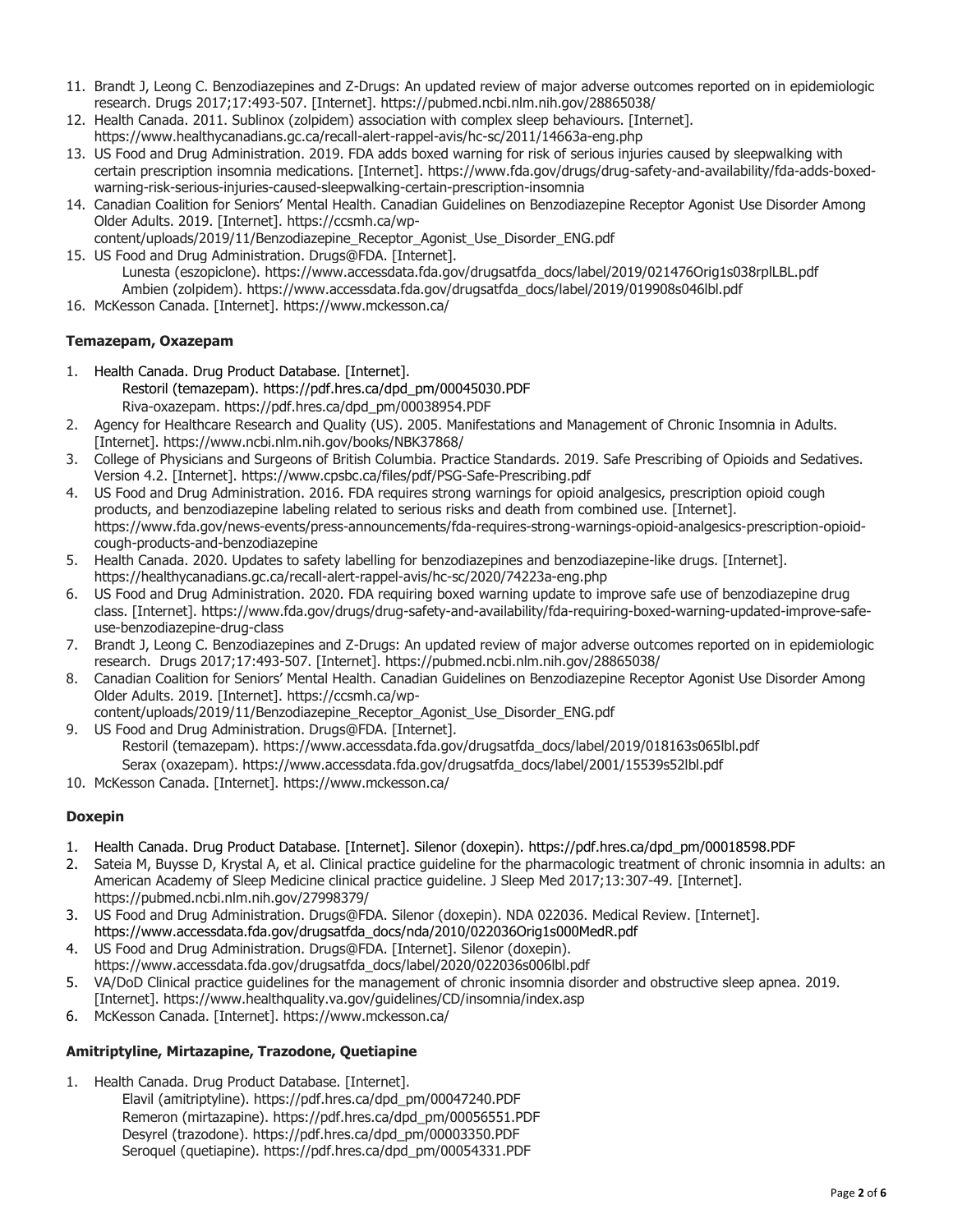11. Brandt J, Leong C. Benzodiazepines and Z-Drugs: An updated review of major adverse outcomes reported on in epidemiologic research. Drugs 2017;17:493-507. [Internet]. https://pubmed.ncbi.nlm.nih.gov/28865038/
12. Health Canada. 2011. Sublinox (zolpidem) association with complex sleep behaviours. [Internet]. https://www.healthycanadians.gc.ca/recall-alert-rappel-avis/hc-sc/2011/14663a-eng.php
13. US Food and Drug Administration. 2019. FDA adds boxed warning for risk of serious injuries caused by sleepwalking with certain prescription insomnia medications. [Internet]. https://www.fda.gov/drugs/drug-safety-and-availability/fda-adds-boxed-warning-risk-serious-injuries-caused-sleepwalking-certain-prescription-insomnia
14. Canadian Coalition for Seniors' Mental Health. Canadian Guidelines on Benzodiazepine Receptor Agonist Use Disorder Among Older Adults. 2019. [Internet]. https://ccsmh.ca/wp-content/uploads/2019/11/Benzodiazepine_Receptor_Agonist_Use_Disorder_ENG.pdf
15. US Food and Drug Administration. Drugs@FDA. [Internet].
    Lunesta (eszopiclone). https://www.accessdata.fda.gov/drugsatfda_docs/label/2019/021476Orig1s038rplLBL.pdf
    Ambien (zolpidem). https://www.accessdata.fda.gov/drugsatfda_docs/label/2019/019908s046lbl.pdf
16. McKesson Canada. [Internet]. https://www.mckesson.ca/

**Temazepam, Oxazepam**

1. Health Canada. Drug Product Database. [Internet].
   Restoril (temazepam). https://pdf.hres.ca/dpd_pm/00045030.PDF
   Riva-oxazepam. https://pdf.hres.ca/dpd_pm/00038954.PDF
2. Agency for Healthcare Research and Quality (US). 2005. Manifestations and Management of Chronic Insomnia in Adults. [Internet]. https://www.ncbi.nlm.nih.gov/books/NBK37868/
3. College of Physicians and Surgeons of British Columbia. Practice Standards. 2019. Safe Prescribing of Opioids and Sedatives. Version 4.2. [Internet]. https://www.cpsbc.ca/files/pdf/PSG-Safe-Prescribing.pdf
4. US Food and Drug Administration. 2016. FDA requires strong warnings for opioid analgesics, prescription opioid cough products, and benzodiazepine labeling related to serious risks and death from combined use. [Internet]. https://www.fda.gov/news-events/press-announcements/fda-requires-strong-warnings-opioid-analgesics-prescription-opioid-cough-products-and-benzodiazepine
5. Health Canada. 2020. Updates to safety labelling for benzodiazepines and benzodiazepine-like drugs. [Internet]. https://healthycanadians.gc.ca/recall-alert-rappel-avis/hc-sc/2020/74223a-eng.php
6. US Food and Drug Administration. 2020. FDA requiring boxed warning update to improve safe use of benzodiazepine drug class. [Internet]. https://www.fda.gov/drugs/drug-safety-and-availability/fda-requiring-boxed-warning-updated-improve-safe-use-benzodiazepine-drug-class
7. Brandt J, Leong C. Benzodiazepines and Z-Drugs: An updated review of major adverse outcomes reported on in epidemiologic research. Drugs 2017;17:493-507. [Internet]. https://pubmed.ncbi.nlm.nih.gov/28865038/
8. Canadian Coalition for Seniors' Mental Health. Canadian Guidelines on Benzodiazepine Receptor Agonist Use Disorder Among Older Adults. 2019. [Internet]. https://ccsmh.ca/wp-content/uploads/2019/11/Benzodiazepine_Receptor_Agonist_Use_Disorder_ENG.pdf
9. US Food and Drug Administration. Drugs@FDA. [Internet].
   Restoril (temazepam). https://www.accessdata.fda.gov/drugsatfda_docs/label/2019/018163s065lbl.pdf
   Serax (oxazepam). https://www.accessdata.fda.gov/drugsatfda_docs/label/2001/15539s52lbl.pdf
10. McKesson Canada. [Internet]. https://www.mckesson.ca/

**Doxepin**

1. Health Canada. Drug Product Database. [Internet]. Silenor (doxepin). https://pdf.hres.ca/dpd_pm/00018598.PDF
2. Sateia M, Buysse D, Krystal A, et al. Clinical practice guideline for the pharmacologic treatment of chronic insomnia in adults: an American Academy of Sleep Medicine clinical practice guideline. J Sleep Med 2017;13:307-49. [Internet]. https://pubmed.ncbi.nlm.nih.gov/27998379/
3. US Food and Drug Administration. Drugs@FDA. Silenor (doxepin). NDA 022036. Medical Review. [Internet]. https://www.accessdata.fda.gov/drugsatfda_docs/nda/2010/022036Orig1s000MedR.pdf
4. US Food and Drug Administration. Drugs@FDA. [Internet]. Silenor (doxepin). https://www.accessdata.fda.gov/drugsatfda_docs/label/2020/022036s006lbl.pdf
5. VA/DoD Clinical practice guidelines for the management of chronic insomnia disorder and obstructive sleep apnea. 2019. [Internet]. https://www.healthquality.va.gov/guidelines/CD/insomnia/index.asp
6. McKesson Canada. [Internet]. https://www.mckesson.ca/

**Amitriptyline, Mirtazapine, Trazodone, Quetiapine**

1. Health Canada. Drug Product Database. [Internet].
   Elavil (amitriptyline). https://pdf.hres.ca/dpd_pm/00047240.PDF
   Remeron (mirtazapine). https://pdf.hres.ca/dpd_pm/00056551.PDF
   Desyrel (trazodone). https://pdf.hres.ca/dpd_pm/00003350.PDF
   Seroquel (quetiapine). https://pdf.hres.ca/dpd_pm/00054331.PDF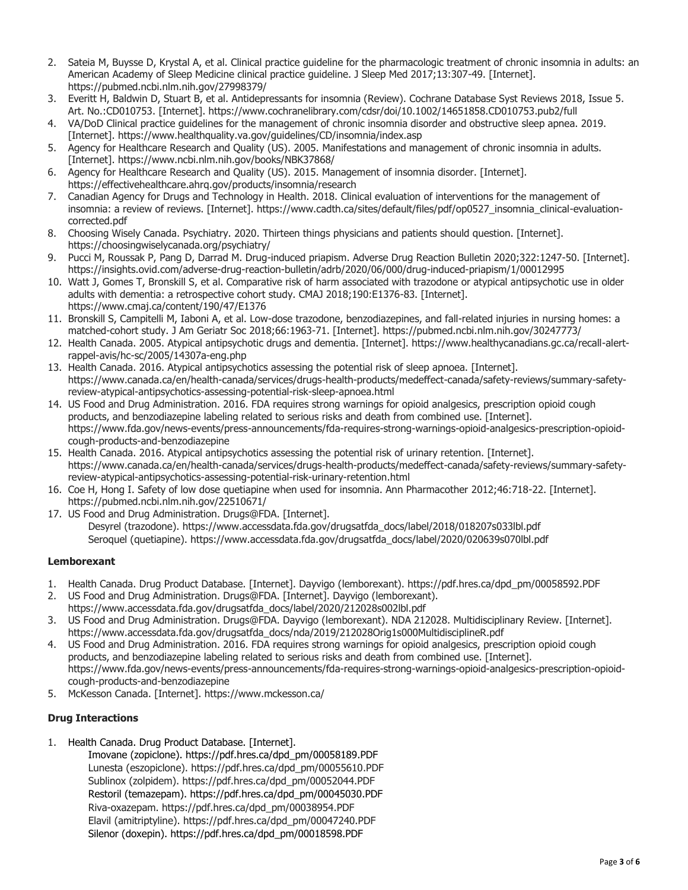2. Sateia M, Buysse D, Krystal A, et al. Clinical practice guideline for the pharmacologic treatment of chronic insomnia in adults: an American Academy of Sleep Medicine clinical practice guideline. J Sleep Med 2017;13:307-49. [Internet]. https://pubmed.ncbi.nlm.nih.gov/27998379/
3. Everitt H, Baldwin D, Stuart B, et al. Antidepressants for insomnia (Review). Cochrane Database Syst Reviews 2018, Issue 5. Art. No.:CD010753. [Internet]. https://www.cochranelibrary.com/cdsr/doi/10.1002/14651858.CD010753.pub2/full
4. VA/DoD Clinical practice guidelines for the management of chronic insomnia disorder and obstructive sleep apnea. 2019. [Internet]. https://www.healthquality.va.gov/guidelines/CD/insomnia/index.asp
5. Agency for Healthcare Research and Quality (US). 2005. Manifestations and management of chronic insomnia in adults. [Internet]. https://www.ncbi.nlm.nih.gov/books/NBK37868/
6. Agency for Healthcare Research and Quality (US). 2015. Management of insomnia disorder. [Internet]. https://effectivehealthcare.ahrq.gov/products/insomnia/research
7. Canadian Agency for Drugs and Technology in Health. 2018. Clinical evaluation of interventions for the management of insomnia: a review of reviews. [Internet]. https://www.cadth.ca/sites/default/files/pdf/op0527_insomnia_clinical-evaluation-corrected.pdf
8. Choosing Wisely Canada. Psychiatry. 2020. Thirteen things physicians and patients should question. [Internet]. https://choosingwiselycanada.org/psychiatry/
9. Pucci M, Roussak P, Pang D, Darrad M. Drug-induced priapism. Adverse Drug Reaction Bulletin 2020;322:1247-50. [Internet]. https://insights.ovid.com/adverse-drug-reaction-bulletin/adrb/2020/06/000/drug-induced-priapism/1/00012995
10. Watt J, Gomes T, Bronskill S, et al. Comparative risk of harm associated with trazodone or atypical antipsychotic use in older adults with dementia: a retrospective cohort study. CMAJ 2018;190:E1376-83. [Internet]. https://www.cmaj.ca/content/190/47/E1376
11. Bronskill S, Campitelli M, Iaboni A, et al. Low-dose trazodone, benzodiazepines, and fall-related injuries in nursing homes: a matched-cohort study. J Am Geriatr Soc 2018;66:1963-71. [Internet]. https://pubmed.ncbi.nlm.nih.gov/30247773/
12. Health Canada. 2005. Atypical antipsychotic drugs and dementia. [Internet]. https://www.healthycanadians.gc.ca/recall-alert-rappel-avis/hc-sc/2005/14307a-eng.php
13. Health Canada. 2016. Atypical antipsychotics assessing the potential risk of sleep apnoea. [Internet]. https://www.canada.ca/en/health-canada/services/drugs-health-products/medeffect-canada/safety-reviews/summary-safety-review-atypical-antipsychotics-assessing-potential-risk-sleep-apnoea.html
14. US Food and Drug Administration. 2016. FDA requires strong warnings for opioid analgesics, prescription opioid cough products, and benzodiazepine labeling related to serious risks and death from combined use. [Internet]. https://www.fda.gov/news-events/press-announcements/fda-requires-strong-warnings-opioid-analgesics-prescription-opioid-cough-products-and-benzodiazepine
15. Health Canada. 2016. Atypical antipsychotics assessing the potential risk of urinary retention. [Internet]. https://www.canada.ca/en/health-canada/services/drugs-health-products/medeffect-canada/safety-reviews/summary-safety-review-atypical-antipsychotics-assessing-potential-risk-urinary-retention.html
16. Coe H, Hong I. Safety of low dose quetiapine when used for insomnia. Ann Pharmacother 2012;46:718-22. [Internet]. https://pubmed.ncbi.nlm.nih.gov/22510671/
17. US Food and Drug Administration. Drugs@FDA. [Internet].
    - Desyrel (trazodone). https://www.accessdata.fda.gov/drugsatfda_docs/label/2018/018207s033lbl.pdf
    - Seroquel (quetiapine). https://www.accessdata.fda.gov/drugsatfda_docs/label/2020/020639s070lbl.pdf

**Lemborexant**

1. Health Canada. Drug Product Database. [Internet]. Dayvigo (lemborexant). https://pdf.hres.ca/dpd_pm/00058592.PDF
2. US Food and Drug Administration. Drugs@FDA. [Internet]. Dayvigo (lemborexant). https://www.accessdata.fda.gov/drugsatfda_docs/label/2020/212028s002lbl.pdf
3. US Food and Drug Administration. Drugs@FDA. Dayvigo (lemborexant). NDA 212028. Multidisciplinary Review. [Internet]. https://www.accessdata.fda.gov/drugsatfda_docs/nda/2019/212028Orig1s000MultidisciplineR.pdf
4. US Food and Drug Administration. 2016. FDA requires strong warnings for opioid analgesics, prescription opioid cough products, and benzodiazepine labeling related to serious risks and death from combined use. [Internet]. https://www.fda.gov/news-events/press-announcements/fda-requires-strong-warnings-opioid-analgesics-prescription-opioid-cough-products-and-benzodiazepine
5. McKesson Canada. [Internet]. https://www.mckesson.ca/

**Drug Interactions**

1. Health Canada. Drug Product Database. [Internet].
    - Imovane (zopiclone). https://pdf.hres.ca/dpd_pm/00058189.PDF
    - Lunesta (eszopiclone). https://pdf.hres.ca/dpd_pm/00055610.PDF
    - Sublinox (zolpidem). https://pdf.hres.ca/dpd_pm/00052044.PDF
    - Restoril (temazepam). https://pdf.hres.ca/dpd_pm/00045030.PDF
    - Riva-oxazepam. https://pdf.hres.ca/dpd_pm/00038954.PDF
    - Elavil (amitriptyline). https://pdf.hres.ca/dpd_pm/00047240.PDF
    - Silenor (doxepin). https://pdf.hres.ca/dpd_pm/00018598.PDF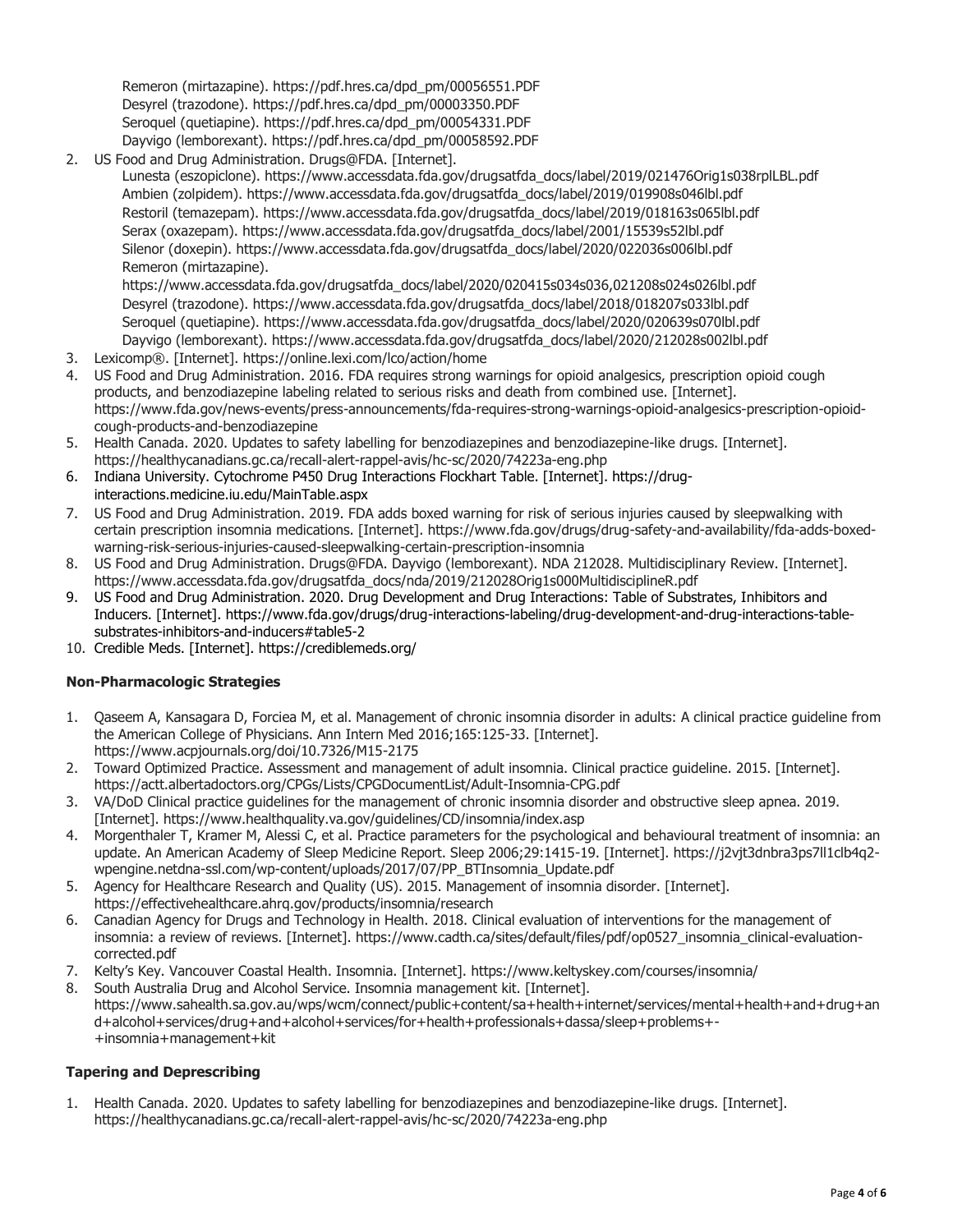Remeron (mirtazapine). https://pdf.hres.ca/dpd_pm/00056551.PDF
Desyrel (trazodone). https://pdf.hres.ca/dpd_pm/00003350.PDF
Seroquel (quetiapine). https://pdf.hres.ca/dpd_pm/00054331.PDF
Dayvigo (lemborexant). https://pdf.hres.ca/dpd_pm/00058592.PDF

2. US Food and Drug Administration. Drugs@FDA. [Internet].
   Lunesta (eszopiclone). https://www.accessdata.fda.gov/drugsatfda_docs/label/2019/021476Orig1s038rplLBL.pdf
   Ambien (zolpidem). https://www.accessdata.fda.gov/drugsatfda_docs/label/2019/019908s046lbl.pdf
   Restoril (temazepam). https://www.accessdata.fda.gov/drugsatfda_docs/label/2019/018163s065lbl.pdf
   Serax (oxazepam). https://www.accessdata.fda.gov/drugsatfda_docs/label/2001/15539s52lbl.pdf
   Silenor (doxepin). https://www.accessdata.fda.gov/drugsatfda_docs/label/2020/022036s006lbl.pdf
   Remeron (mirtazapine).
   https://www.accessdata.fda.gov/drugsatfda_docs/label/2020/020415s034s036,021208s024s026lbl.pdf
   Desyrel (trazodone). https://www.accessdata.fda.gov/drugsatfda_docs/label/2018/018207s033lbl.pdf
   Seroquel (quetiapine). https://www.accessdata.fda.gov/drugsatfda_docs/label/2020/020639s070lbl.pdf
   Dayvigo (lemborexant). https://www.accessdata.fda.gov/drugsatfda_docs/label/2020/212028s002lbl.pdf
3. Lexicomp®. [Internet]. https://online.lexi.com/lco/action/home
4. US Food and Drug Administration. 2016. FDA requires strong warnings for opioid analgesics, prescription opioid cough products, and benzodiazepine labeling related to serious risks and death from combined use. [Internet]. https://www.fda.gov/news-events/press-announcements/fda-requires-strong-warnings-opioid-analgesics-prescription-opioid-cough-products-and-benzodiazepine
5. Health Canada. 2020. Updates to safety labelling for benzodiazepines and benzodiazepine-like drugs. [Internet]. https://healthycanadians.gc.ca/recall-alert-rappel-avis/hc-sc/2020/74223a-eng.php
6. Indiana University. Cytochrome P450 Drug Interactions Flockhart Table. [Internet]. https://drug-interactions.medicine.iu.edu/MainTable.aspx
7. US Food and Drug Administration. 2019. FDA adds boxed warning for risk of serious injuries caused by sleepwalking with certain prescription insomnia medications. [Internet]. https://www.fda.gov/drugs/drug-safety-and-availability/fda-adds-boxed-warning-risk-serious-injuries-caused-sleepwalking-certain-prescription-insomnia
8. US Food and Drug Administration. Drugs@FDA. Dayvigo (lemborexant). NDA 212028. Multidisciplinary Review. [Internet]. https://www.accessdata.fda.gov/drugsatfda_docs/nda/2019/212028Orig1s000MultidisciplineR.pdf
9. US Food and Drug Administration. 2020. Drug Development and Drug Interactions: Table of Substrates, Inhibitors and Inducers. [Internet]. https://www.fda.gov/drugs/drug-interactions-labeling/drug-development-and-drug-interactions-table-substrates-inhibitors-and-inducers#table5-2
10. Credible Meds. [Internet]. https://crediblemeds.org/

**Non-Pharmacologic Strategies**

1. Qaseem A, Kansagara D, Forciea M, et al. Management of chronic insomnia disorder in adults: A clinical practice guideline from the American College of Physicians. Ann Intern Med 2016;165:125-33. [Internet]. https://www.acpjournals.org/doi/10.7326/M15-2175
2. Toward Optimized Practice. Assessment and management of adult insomnia. Clinical practice guideline. 2015. [Internet]. https://actt.albertadoctors.org/CPGs/Lists/CPGDocumentList/Adult-Insomnia-CPG.pdf
3. VA/DoD Clinical practice guidelines for the management of chronic insomnia disorder and obstructive sleep apnea. 2019. [Internet]. https://www.healthquality.va.gov/guidelines/CD/insomnia/index.asp
4. Morgenthaler T, Kramer M, Alessi C, et al. Practice parameters for the psychological and behavioural treatment of insomnia: an update. An American Academy of Sleep Medicine Report. Sleep 2006;29:1415-19. [Internet]. https://j2vjt3dnbra3ps7ll1clb4q2-wpengine.netdna-ssl.com/wp-content/uploads/2017/07/PP_BTInsomnia_Update.pdf
5. Agency for Healthcare Research and Quality (US). 2015. Management of insomnia disorder. [Internet]. https://effectivehealthcare.ahrq.gov/products/insomnia/research
6. Canadian Agency for Drugs and Technology in Health. 2018. Clinical evaluation of interventions for the management of insomnia: a review of reviews. [Internet]. https://www.cadth.ca/sites/default/files/pdf/op0527_insomnia_clinical-evaluation-corrected.pdf
7. Kelty's Key. Vancouver Coastal Health. Insomnia. [Internet]. https://www.keltyskey.com/courses/insomnia/
8. South Australia Drug and Alcohol Service. Insomnia management kit. [Internet]. https://www.sahealth.sa.gov.au/wps/wcm/connect/public+content/sa+health+internet/services/mental+health+and+drug+and+alcohol+services/drug+and+alcohol+services/for+health+professionals+dassa/sleep+problems+-+insomnia+management+kit

**Tapering and Deprescribing**

1. Health Canada. 2020. Updates to safety labelling for benzodiazepines and benzodiazepine-like drugs. [Internet]. https://healthycanadians.gc.ca/recall-alert-rappel-avis/hc-sc/2020/74223a-eng.php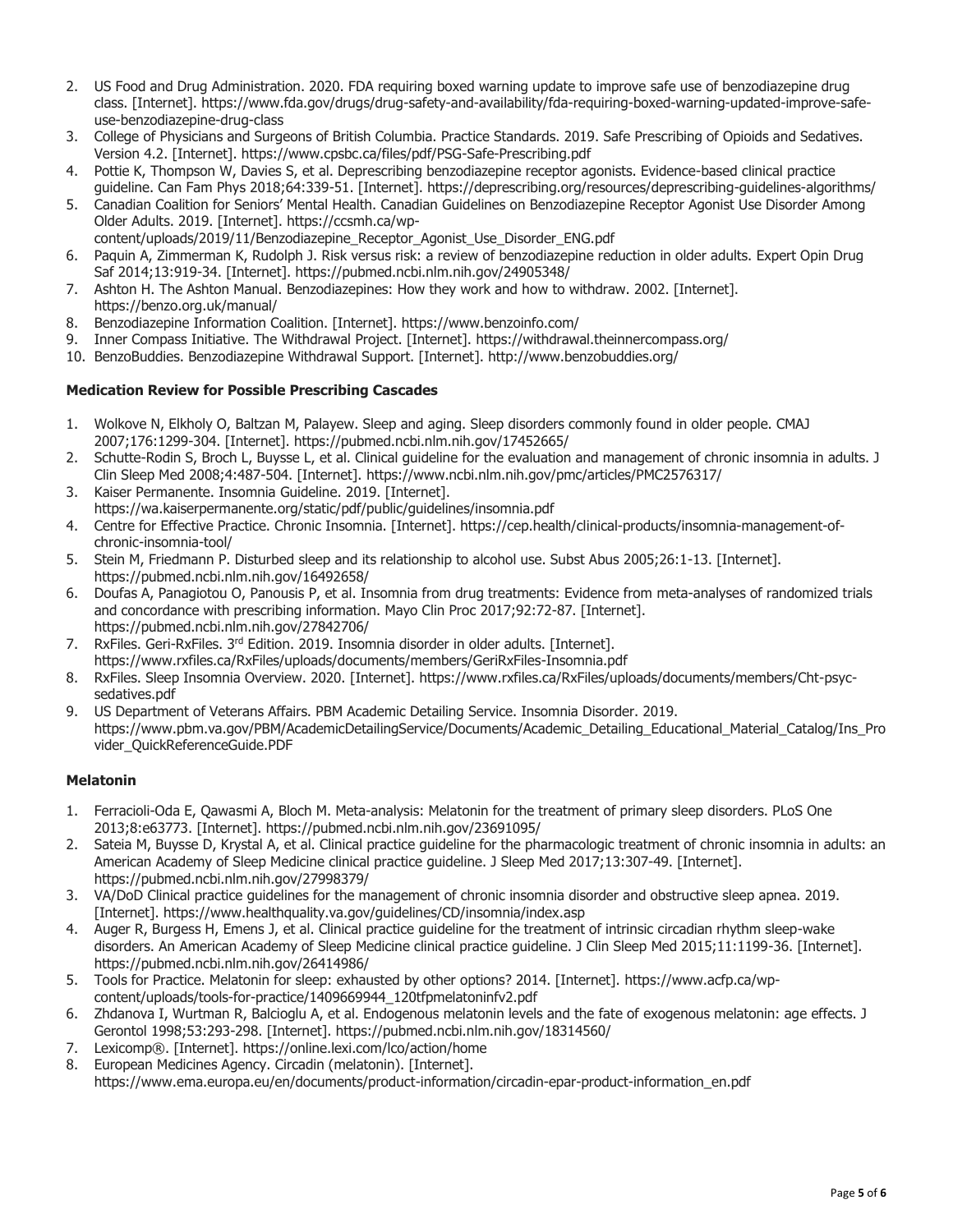2. US Food and Drug Administration. 2020. FDA requiring boxed warning update to improve safe use of benzodiazepine drug class. [Internet]. https://www.fda.gov/drugs/drug-safety-and-availability/fda-requiring-boxed-warning-updated-improve-safe-use-benzodiazepine-drug-class
3. College of Physicians and Surgeons of British Columbia. Practice Standards. 2019. Safe Prescribing of Opioids and Sedatives. Version 4.2. [Internet]. https://www.cpsbc.ca/files/pdf/PSG-Safe-Prescribing.pdf
4. Pottie K, Thompson W, Davies S, et al. Deprescribing benzodiazepine receptor agonists. Evidence-based clinical practice guideline. Can Fam Phys 2018;64:339-51. [Internet]. https://deprescribing.org/resources/deprescribing-guidelines-algorithms/
5. Canadian Coalition for Seniors' Mental Health. Canadian Guidelines on Benzodiazepine Receptor Agonist Use Disorder Among Older Adults. 2019. [Internet]. https://ccsmh.ca/wp-content/uploads/2019/11/Benzodiazepine_Receptor_Agonist_Use_Disorder_ENG.pdf
6. Paquin A, Zimmerman K, Rudolph J. Risk versus risk: a review of benzodiazepine reduction in older adults. Expert Opin Drug Saf 2014;13:919-34. [Internet]. https://pubmed.ncbi.nlm.nih.gov/24905348/
7. Ashton H. The Ashton Manual. Benzodiazepines: How they work and how to withdraw. 2002. [Internet]. https://benzo.org.uk/manual/
8. Benzodiazepine Information Coalition. [Internet]. https://www.benzoinfo.com/
9. Inner Compass Initiative. The Withdrawal Project. [Internet]. https://withdrawal.theinnercompass.org/
10. BenzoBuddies. Benzodiazepine Withdrawal Support. [Internet]. http://www.benzobuddies.org/

**Medication Review for Possible Prescribing Cascades**

1. Wolkove N, Elkholy O, Baltzan M, Palayew. Sleep and aging. Sleep disorders commonly found in older people. CMAJ 2007;176:1299-304. [Internet]. https://pubmed.ncbi.nlm.nih.gov/17452665/
2. Schutte-Rodin S, Broch L, Buysse L, et al. Clinical guideline for the evaluation and management of chronic insomnia in adults. J Clin Sleep Med 2008;4:487-504. [Internet]. https://www.ncbi.nlm.nih.gov/pmc/articles/PMC2576317/
3. Kaiser Permanente. Insomnia Guideline. 2019. [Internet]. https://wa.kaiserpermanente.org/static/pdf/public/guidelines/insomnia.pdf
4. Centre for Effective Practice. Chronic Insomnia. [Internet]. https://cep.health/clinical-products/insomnia-management-of-chronic-insomnia-tool/
5. Stein M, Friedmann P. Disturbed sleep and its relationship to alcohol use. Subst Abus 2005;26:1-13. [Internet]. https://pubmed.ncbi.nlm.nih.gov/16492658/
6. Doufas A, Panagiotou O, Panousis P, et al. Insomnia from drug treatments: Evidence from meta-analyses of randomized trials and concordance with prescribing information. Mayo Clin Proc 2017;92:72-87. [Internet]. https://pubmed.ncbi.nlm.nih.gov/27842706/
7. RxFiles. Geri-RxFiles. 3rd Edition. 2019. Insomnia disorder in older adults. [Internet]. https://www.rxfiles.ca/RxFiles/uploads/documents/members/GeriRxFiles-Insomnia.pdf
8. RxFiles. Sleep Insomnia Overview. 2020. [Internet]. https://www.rxfiles.ca/RxFiles/uploads/documents/members/Cht-psyc-sedatives.pdf
9. US Department of Veterans Affairs. PBM Academic Detailing Service. Insomnia Disorder. 2019. https://www.pbm.va.gov/PBM/AcademicDetailingService/Documents/Academic_Detailing_Educational_Material_Catalog/Ins_Provider_QuickReferenceGuide.PDF

**Melatonin**

1. Ferracioli-Oda E, Qawasmi A, Bloch M. Meta-analysis: Melatonin for the treatment of primary sleep disorders. PLoS One 2013;8:e63773. [Internet]. https://pubmed.ncbi.nlm.nih.gov/23691095/
2. Sateia M, Buysse D, Krystal A, et al. Clinical practice guideline for the pharmacologic treatment of chronic insomnia in adults: an American Academy of Sleep Medicine clinical practice guideline. J Sleep Med 2017;13:307-49. [Internet]. https://pubmed.ncbi.nlm.nih.gov/27998379/
3. VA/DoD Clinical practice guidelines for the management of chronic insomnia disorder and obstructive sleep apnea. 2019. [Internet]. https://www.healthquality.va.gov/guidelines/CD/insomnia/index.asp
4. Auger R, Burgess H, Emens J, et al. Clinical practice guideline for the treatment of intrinsic circadian rhythm sleep-wake disorders. An American Academy of Sleep Medicine clinical practice guideline. J Clin Sleep Med 2015;11:1199-36. [Internet]. https://pubmed.ncbi.nlm.nih.gov/26414986/
5. Tools for Practice. Melatonin for sleep: exhausted by other options? 2014. [Internet]. https://www.acfp.ca/wp-content/uploads/tools-for-practice/1409669944_120tfpmelatoninfv2.pdf
6. Zhdanova I, Wurtman R, Balcioglu A, et al. Endogenous melatonin levels and the fate of exogenous melatonin: age effects. J Gerontol 1998;53:293-298. [Internet]. https://pubmed.ncbi.nlm.nih.gov/18314560/
7. Lexicomp®. [Internet]. https://online.lexi.com/lco/action/home
8. European Medicines Agency. Circadin (melatonin). [Internet]. https://www.ema.europa.eu/en/documents/product-information/circadin-epar-product-information_en.pdf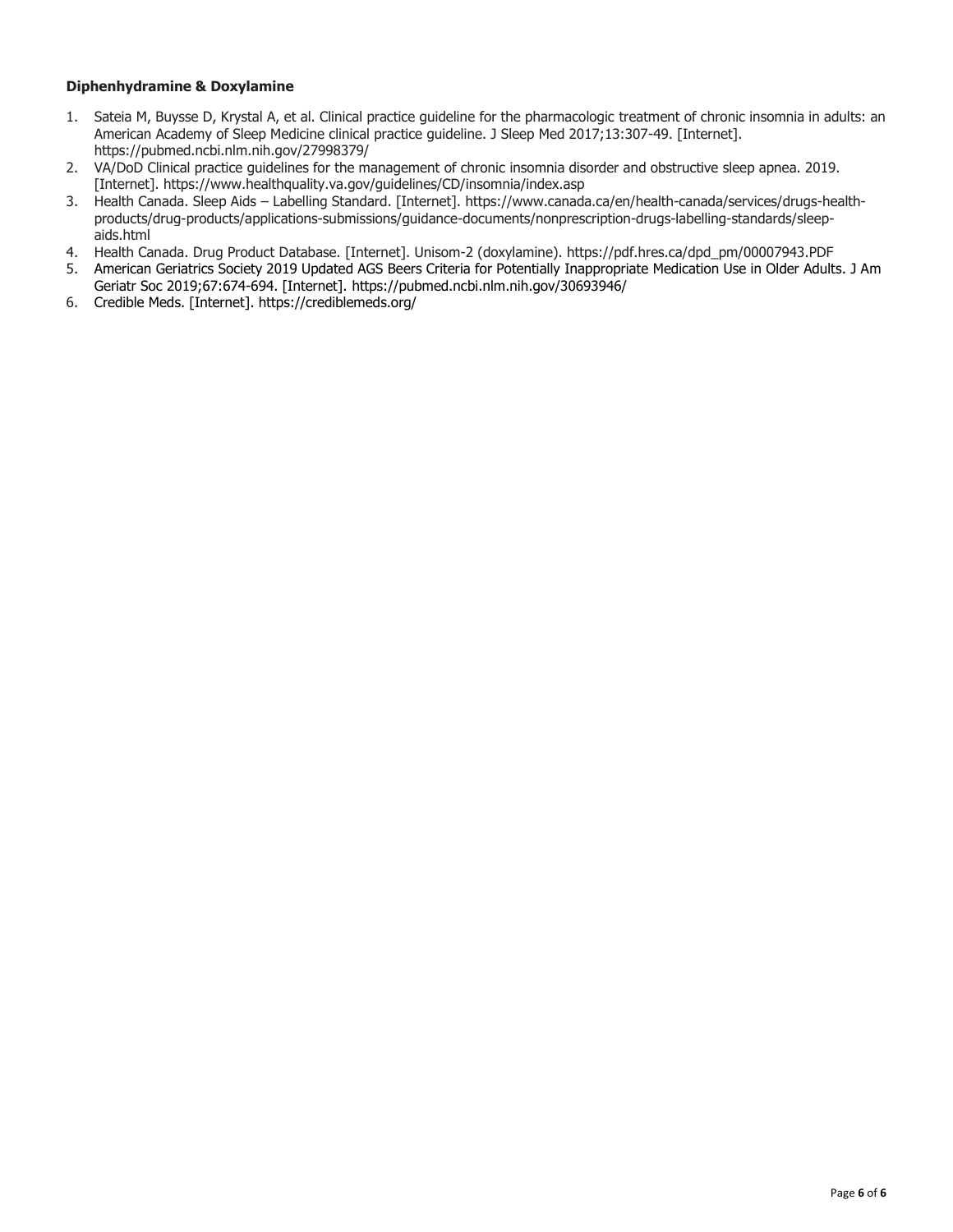**Diphenhydramine & Doxylamine**

1. Sateia M, Buysse D, Krystal A, et al. Clinical practice guideline for the pharmacologic treatment of chronic insomnia in adults: an American Academy of Sleep Medicine clinical practice guideline. J Sleep Med 2017;13:307-49. [Internet]. https://pubmed.ncbi.nlm.nih.gov/27998379/
2. VA/DoD Clinical practice guidelines for the management of chronic insomnia disorder and obstructive sleep apnea. 2019. [Internet]. https://www.healthquality.va.gov/guidelines/CD/insomnia/index.asp
3. Health Canada. Sleep Aids – Labelling Standard. [Internet]. https://www.canada.ca/en/health-canada/services/drugs-health-products/drug-products/applications-submissions/guidance-documents/nonprescription-drugs-labelling-standards/sleep-aids.html
4. Health Canada. Drug Product Database. [Internet]. Unisom-2 (doxylamine). https://pdf.hres.ca/dpd_pm/00007943.PDF
5. American Geriatrics Society 2019 Updated AGS Beers Criteria for Potentially Inappropriate Medication Use in Older Adults. J Am Geriatr Soc 2019;67:674-694. [Internet]. https://pubmed.ncbi.nlm.nih.gov/30693946/
6. Credible Meds. [Internet]. https://crediblemeds.org/